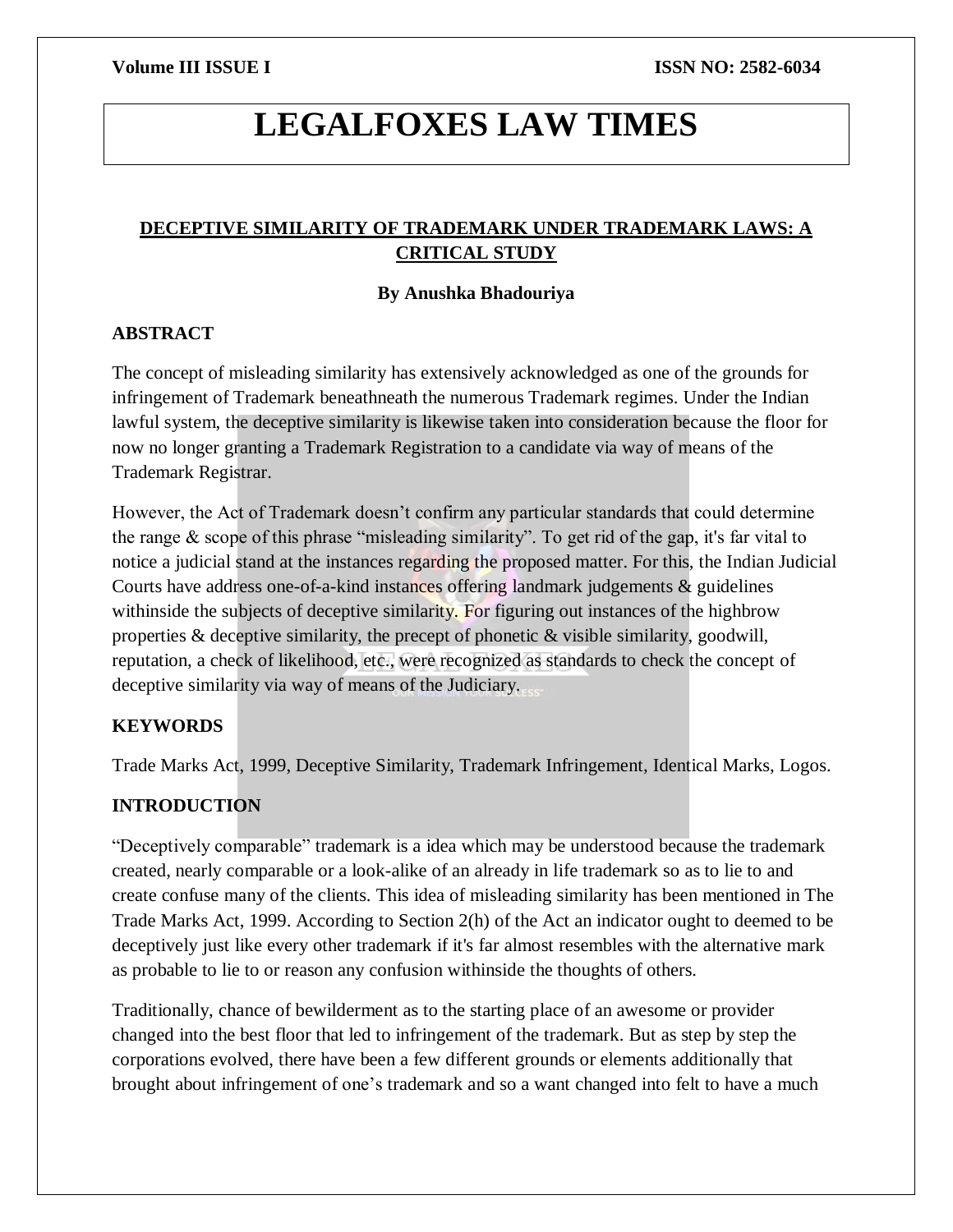# LEGALFOXES LAW TIMES

## DECEPTIVE SIMILARITY OF TRADEMARK UNDER TRADEMARK LAWS: A CRITICAL STUDY

**By Anushka Bhadouriya**

### ABSTRACT

The concept of misleading similarity has extensively acknowledged as one of the grounds for infringement of Trademark beneathneath the numerous Trademark regimes. Under the Indian lawful system, the deceptive similarity is likewise taken into consideration because the floor for now no longer granting a Trademark Registration to a candidate via way of means of the Trademark Registrar.

However, the Act of Trademark doesn't confirm any particular standards that could determine the range & scope of this phrase "misleading similarity". To get rid of the gap, it's far vital to notice a judicial stand at the instances regarding the proposed matter. For this, the Indian Judicial Courts have address one-of-a-kind instances offering landmark judgements & guidelines withinside the subjects of deceptive similarity. For figuring out instances of the highbrow properties & deceptive similarity, the precept of phonetic & visible similarity, goodwill, reputation, a check of likelihood, etc., were recognized as standards to check the concept of deceptive similarity via way of means of the Judiciary.

### KEYWORDS

Trade Marks Act, 1999, Deceptive Similarity, Trademark Infringement, Identical Marks, Logos.

### INTRODUCTION

"Deceptively comparable" trademark is a idea which may be understood because the trademark created, nearly comparable or a look-alike of an already in life trademark so as to lie to and create confuse many of the clients. This idea of misleading similarity has been mentioned in The Trade Marks Act, 1999. According to Section 2(h) of the Act an indicator ought to deemed to be deceptively just like every other trademark if it's far almost resembles with the alternative mark as probable to lie to or reason any confusion withinside the thoughts of others.

Traditionally, chance of bewilderment as to the starting place of an awesome or provider changed into the best floor that led to infringement of the trademark. But as step by step the corporations evolved, there have been a few different grounds or elements additionally that brought about infringement of one's trademark and so a want changed into felt to have a much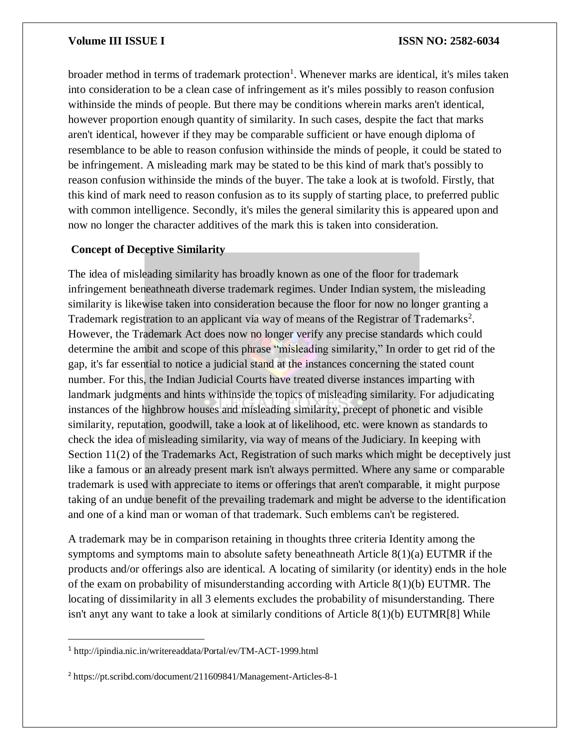broader method in terms of trademark protection[1]. Whenever marks are identical, it's miles taken into consideration to be a clean case of infringement as it's miles possibly to reason confusion withinside the minds of people. But there may be conditions wherein marks aren't identical, however proportion enough quantity of similarity. In such cases, despite the fact that marks aren't identical, however if they may be comparable sufficient or have enough diploma of resemblance to be able to reason confusion withinside the minds of people, it could be stated to be infringement. A misleading mark may be stated to be this kind of mark that's possibly to reason confusion withinside the minds of the buyer. The take a look at is twofold. Firstly, that this kind of mark need to reason confusion as to its supply of starting place, to preferred public with common intelligence. Secondly, it's miles the general similarity this is appeared upon and now no longer the character additives of the mark this is taken into consideration.

## Concept of Deceptive Similarity

The idea of misleading similarity has broadly known as one of the floor for trademark infringement beneathneath diverse trademark regimes. Under Indian system, the misleading similarity is likewise taken into consideration because the floor for now no longer granting a Trademark registration to an applicant via way of means of the Registrar of Trademarks[2]. However, the Trademark Act does now no longer verify any precise standards which could determine the ambit and scope of this phrase "misleading similarity," In order to get rid of the gap, it's far essential to notice a judicial stand at the instances concerning the stated count number. For this, the Indian Judicial Courts have treated diverse instances imparting with landmark judgments and hints withinside the topics of misleading similarity. For adjudicating instances of the highbrow houses and misleading similarity, precept of phonetic and visible similarity, reputation, goodwill, take a look at of likelihood, etc. were known as standards to check the idea of misleading similarity, via way of means of the Judiciary. In keeping with Section 11(2) of the Trademarks Act, Registration of such marks which might be deceptively just like a famous or an already present mark isn't always permitted. Where any same or comparable trademark is used with appreciate to items or offerings that aren't comparable, it might purpose taking of an undue benefit of the prevailing trademark and might be adverse to the identification and one of a kind man or woman of that trademark. Such emblems can't be registered.

A trademark may be in comparison retaining in thoughts three criteria Identity among the symptoms and symptoms main to absolute safety beneathneath Article 8(1)(a) EUTMR if the products and/or offerings also are identical. A locating of similarity (or identity) ends in the hole of the exam on probability of misunderstanding according with Article 8(1)(b) EUTMR. The locating of dissimilarity in all 3 elements excludes the probability of misunderstanding. There isn't anyt any want to take a look at similarly conditions of Article 8(1)(b) EUTMR[8] While

---

[1] http://ipindia.nic.in/writereaddata/Portal/ev/TM-ACT-1999.html

[2] https://pt.scribd.com/document/211609841/Management-Articles-8-1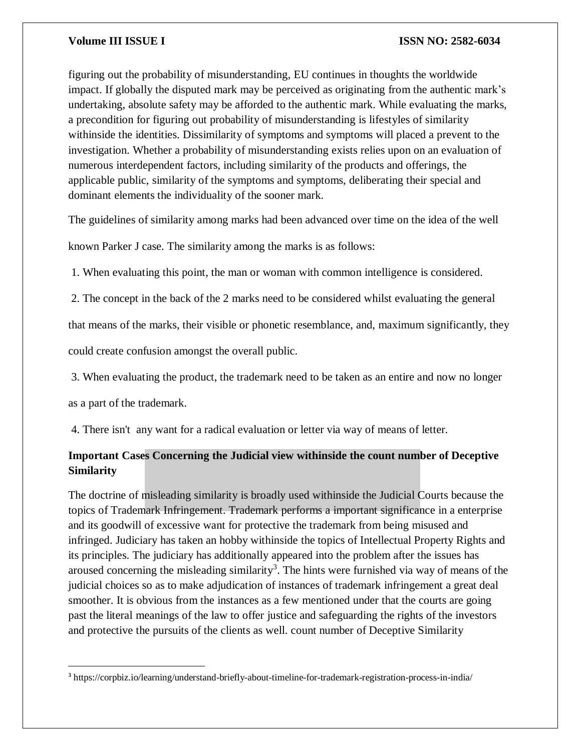figuring out the probability of misunderstanding, EU continues in thoughts the worldwide impact. If globally the disputed mark may be perceived as originating from the authentic mark's undertaking, absolute safety may be afforded to the authentic mark. While evaluating the marks, a precondition for figuring out probability of misunderstanding is lifestyles of similarity withinside the identities. Dissimilarity of symptoms and symptoms will placed a prevent to the investigation. Whether a probability of misunderstanding exists relies upon on an evaluation of numerous interdependent factors, including similarity of the products and offerings, the applicable public, similarity of the symptoms and symptoms, deliberating their special and dominant elements the individuality of the sooner mark.

The guidelines of similarity among marks had been advanced over time on the idea of the well known Parker J case. The similarity among the marks is as follows:

1. When evaluating this point, the man or woman with common intelligence is considered.
2. The concept in the back of the 2 marks need to be considered whilst evaluating the general that means of the marks, their visible or phonetic resemblance, and, maximum significantly, they could create confusion amongst the overall public.
3. When evaluating the product, the trademark need to be taken as an entire and now no longer as a part of the trademark.
4. There isn't any want for a radical evaluation or letter via way of means of letter.

### Important Cases Concerning the Judicial view withinside the count number of Deceptive Similarity

The doctrine of misleading similarity is broadly used withinside the Judicial Courts because the topics of Trademark Infringement. Trademark performs a important significance in a enterprise and its goodwill of excessive want for protective the trademark from being misused and infringed. Judiciary has taken an hobby withinside the topics of Intellectual Property Rights and its principles. The judiciary has additionally appeared into the problem after the issues has aroused concerning the misleading similarity[3]. The hints were furnished via way of means of the judicial choices so as to make adjudication of instances of trademark infringement a great deal smoother. It is obvious from the instances as a few mentioned under that the courts are going past the literal meanings of the law to offer justice and safeguarding the rights of the investors and protective the pursuits of the clients as well. count number of Deceptive Similarity

[3] https://corpbiz.io/learning/understand-briefly-about-timeline-for-trademark-registration-process-in-india/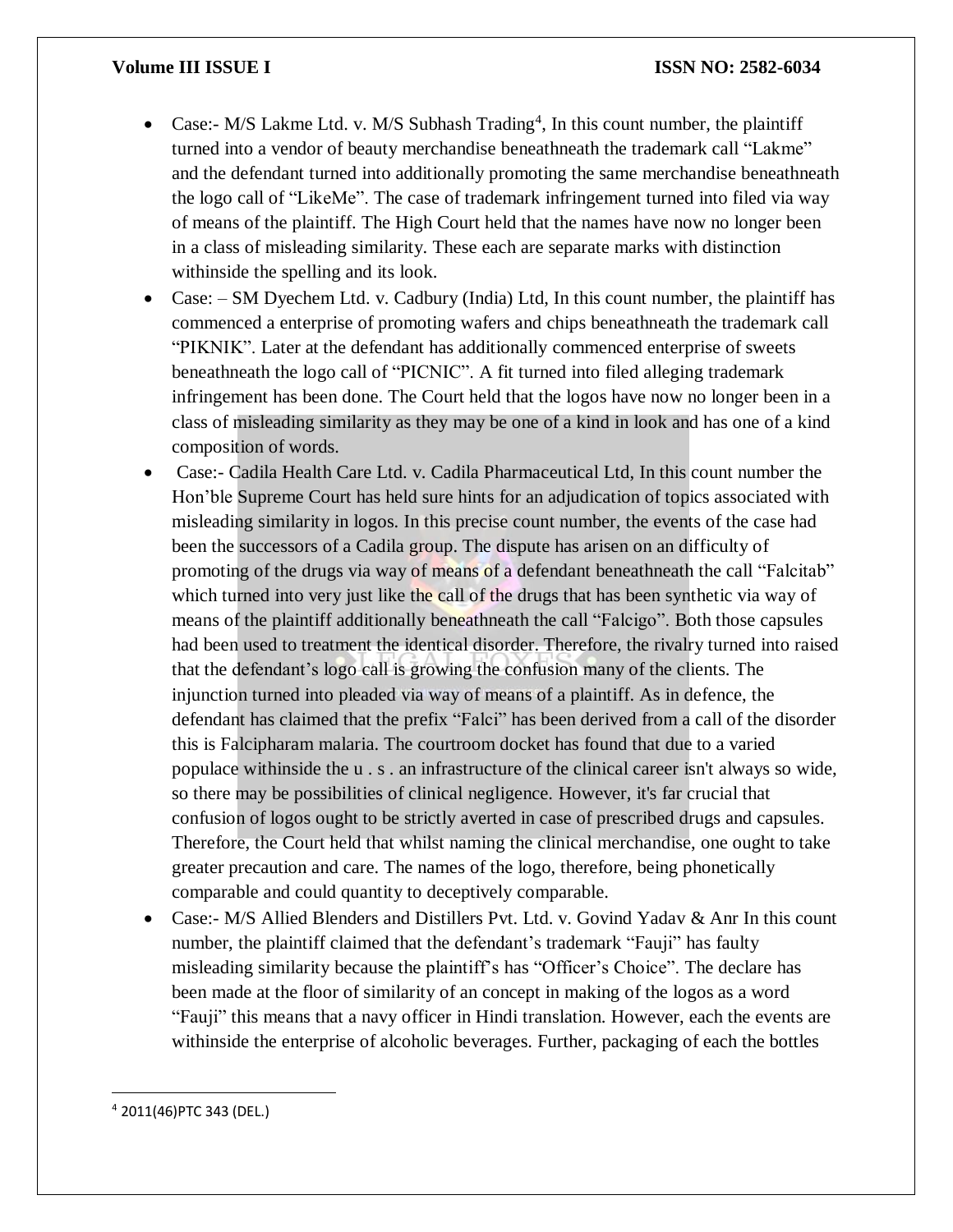- Case:- M/S Lakme Ltd. v. M/S Subhash Trading[4], In this count number, the plaintiff turned into a vendor of beauty merchandise beneathneath the trademark call "Lakme" and the defendant turned into additionally promoting the same merchandise beneathneath the logo call of "LikeMe". The case of trademark infringement turned into filed via way of means of the plaintiff. The High Court held that the names have now no longer been in a class of misleading similarity. These each are separate marks with distinction withinside the spelling and its look.
- Case: – SM Dyechem Ltd. v. Cadbury (India) Ltd, In this count number, the plaintiff has commenced a enterprise of promoting wafers and chips beneathneath the trademark call "PIKNIK". Later at the defendant has additionally commenced enterprise of sweets beneathneath the logo call of "PICNIC". A fit turned into filed alleging trademark infringement has been done. The Court held that the logos have now no longer been in a class of misleading similarity as they may be one of a kind in look and has one of a kind composition of words.
- Case:- Cadila Health Care Ltd. v. Cadila Pharmaceutical Ltd, In this count number the Hon'ble Supreme Court has held sure hints for an adjudication of topics associated with misleading similarity in logos. In this precise count number, the events of the case had been the successors of a Cadila group. The dispute has arisen on an difficulty of promoting of the drugs via way of means of a defendant beneathneath the call "Falcitab" which turned into very just like the call of the drugs that has been synthetic via way of means of the plaintiff additionally beneathneath the call "Falcigo". Both those capsules had been used to treatment the identical disorder. Therefore, the rivalry turned into raised that the defendant's logo call is growing the confusion many of the clients. The injunction turned into pleaded via way of means of a plaintiff. As in defence, the defendant has claimed that the prefix "Falci" has been derived from a call of the disorder this is Falcipharam malaria. The courtroom docket has found that due to a varied populace withinside the u . s . an infrastructure of the clinical career isn't always so wide, so there may be possibilities of clinical negligence. However, it's far crucial that confusion of logos ought to be strictly averted in case of prescribed drugs and capsules. Therefore, the Court held that whilst naming the clinical merchandise, one ought to take greater precaution and care. The names of the logo, therefore, being phonetically comparable and could quantity to deceptively comparable.
- Case:- M/S Allied Blenders and Distillers Pvt. Ltd. v. Govind Yadav & Anr In this count number, the plaintiff claimed that the defendant's trademark "Fauji" has faulty misleading similarity because the plaintiff's has "Officer's Choice". The declare has been made at the floor of similarity of an concept in making of the logos as a word "Fauji" this means that a navy officer in Hindi translation. However, each the events are withinside the enterprise of alcoholic beverages. Further, packaging of each the bottles

[4] 2011(46)PTC 343 (DEL.)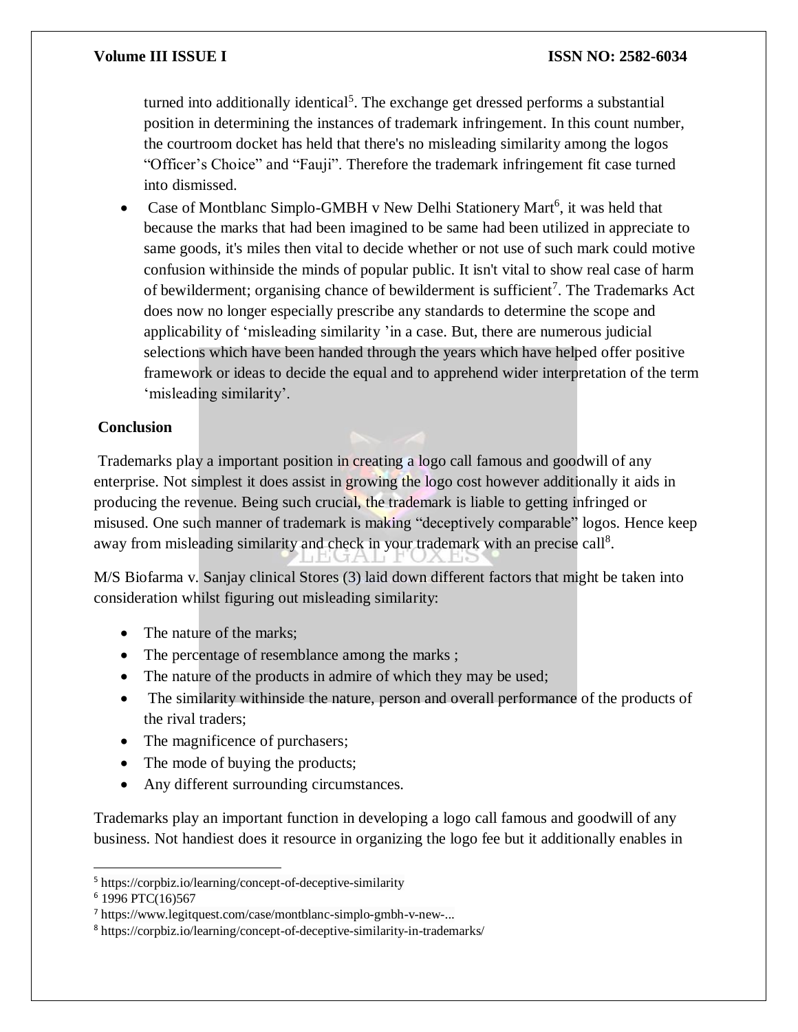turned into additionally identical[5]. The exchange get dressed performs a substantial position in determining the instances of trademark infringement. In this count number, the courtroom docket has held that there's no misleading similarity among the logos "Officer's Choice" and "Fauji". Therefore the trademark infringement fit case turned into dismissed.

- Case of Montblanc Simplo-GMBH v New Delhi Stationery Mart[6], it was held that because the marks that had been imagined to be same had been utilized in appreciate to same goods, it's miles then vital to decide whether or not use of such mark could motive confusion withinside the minds of popular public. It isn't vital to show real case of harm of bewilderment; organising chance of bewilderment is sufficient[7]. The Trademarks Act does now no longer especially prescribe any standards to determine the scope and applicability of 'misleading similarity 'in a case. But, there are numerous judicial selections which have been handed through the years which have helped offer positive framework or ideas to decide the equal and to apprehend wider interpretation of the term 'misleading similarity'.

**Conclusion**

Trademarks play a important position in creating a logo call famous and goodwill of any enterprise. Not simplest it does assist in growing the logo cost however additionally it aids in producing the revenue. Being such crucial, the trademark is liable to getting infringed or misused. One such manner of trademark is making "deceptively comparable" logos. Hence keep away from misleading similarity and check in your trademark with an precise call[8].

M/S Biofarma v. Sanjay clinical Stores (3) laid down different factors that might be taken into consideration whilst figuring out misleading similarity:

- The nature of the marks;
- The percentage of resemblance among the marks ;
- The nature of the products in admire of which they may be used;
- The similarity withinside the nature, person and overall performance of the products of the rival traders;
- The magnificence of purchasers;
- The mode of buying the products;
- Any different surrounding circumstances.

Trademarks play an important function in developing a logo call famous and goodwill of any business. Not handiest does it resource in organizing the logo fee but it additionally enables in

---

[5] https://corpbiz.io/learning/concept-of-deceptive-similarity

[6] 1996 PTC(16)567

[7] https://www.legitquest.com/case/montblanc-simplo-gmbh-v-new-...

[8] https://corpbiz.io/learning/concept-of-deceptive-similarity-in-trademarks/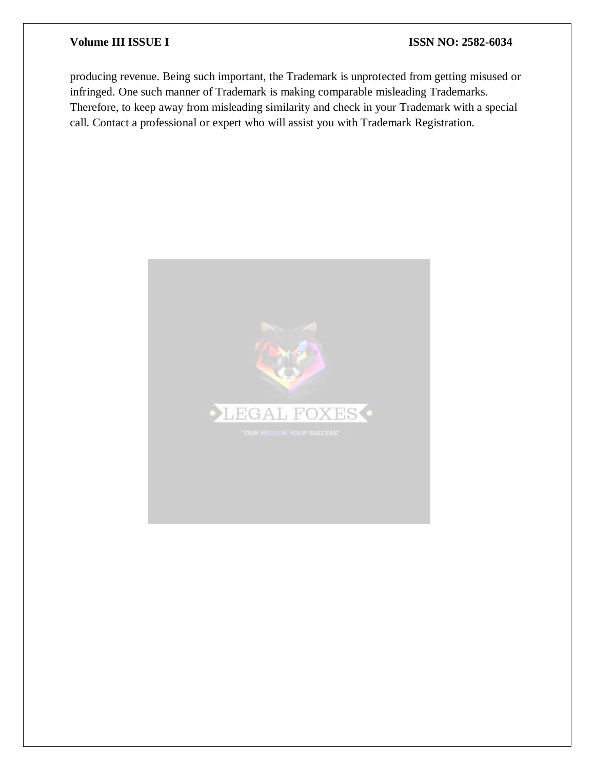producing revenue. Being such important, the Trademark is unprotected from getting misused or infringed. One such manner of Trademark is making comparable misleading Trademarks. Therefore, to keep away from misleading similarity and check in your Trademark with a special call. Contact a professional or expert who will assist you with Trademark Registration.